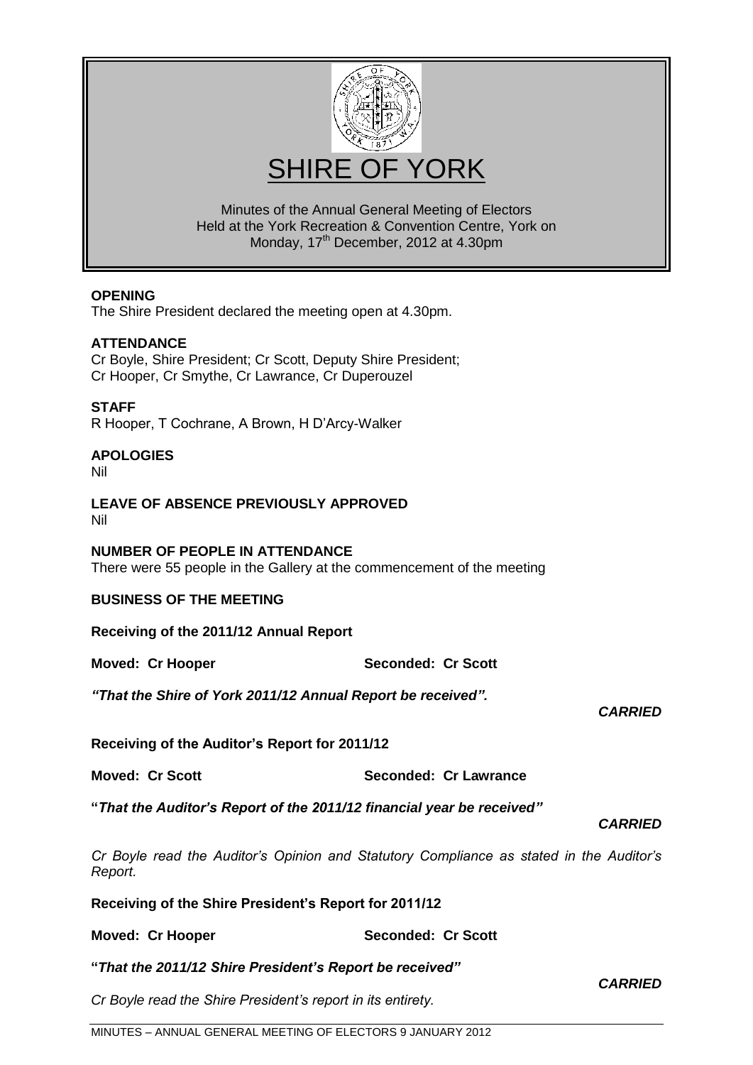# SHIRE OF YORK

Minutes of the Annual General Meeting of Electors
Held at the York Recreation & Convention Centre, York on
Monday, 17th December, 2012 at 4.30pm

**OPENING**
The Shire President declared the meeting open at 4.30pm.

**ATTENDANCE**
Cr Boyle, Shire President; Cr Scott, Deputy Shire President;
Cr Hooper, Cr Smythe, Cr Lawrance, Cr Duperouzel

**STAFF**
R Hooper, T Cochrane, A Brown, H D'Arcy-Walker

**APOLOGIES**
Nil

**LEAVE OF ABSENCE PREVIOUSLY APPROVED**
Nil

**NUMBER OF PEOPLE IN ATTENDANCE**
There were 55 people in the Gallery at the commencement of the meeting

**BUSINESS OF THE MEETING**

**Receiving of the 2011/12 Annual Report**

**Moved: Cr Hooper** **Seconded: Cr Scott**

***"That the Shire of York 2011/12 Annual Report be received".***

***CARRIED***

**Receiving of the Auditor's Report for 2011/12**

**Moved: Cr Scott** **Seconded: Cr Lawrance**

**"*That the Auditor's Report of the 2011/12 financial year be received"***

***CARRIED***

*Cr Boyle read the Auditor's Opinion and Statutory Compliance as stated in the Auditor's Report.*

**Receiving of the Shire President's Report for 2011/12**

**Moved: Cr Hooper** **Seconded: Cr Scott**

**"*That the 2011/12 Shire President's Report be received"***

***CARRIED***

*Cr Boyle read the Shire President's report in its entirety.*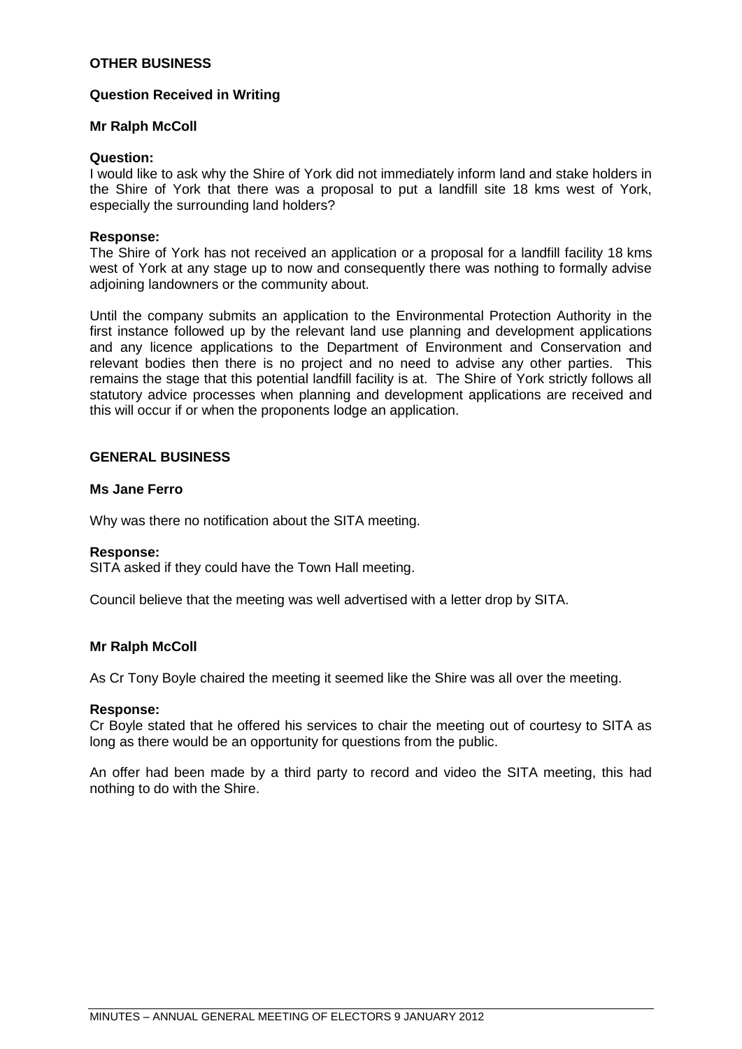**OTHER BUSINESS**

**Question Received in Writing**

**Mr Ralph McColl**

**Question:**
I would like to ask why the Shire of York did not immediately inform land and stake holders in the Shire of York that there was a proposal to put a landfill site 18 kms west of York, especially the surrounding land holders?

**Response:**
The Shire of York has not received an application or a proposal for a landfill facility 18 kms west of York at any stage up to now and consequently there was nothing to formally advise adjoining landowners or the community about.

Until the company submits an application to the Environmental Protection Authority in the first instance followed up by the relevant land use planning and development applications and any licence applications to the Department of Environment and Conservation and relevant bodies then there is no project and no need to advise any other parties. This remains the stage that this potential landfill facility is at. The Shire of York strictly follows all statutory advice processes when planning and development applications are received and this will occur if or when the proponents lodge an application.

**GENERAL BUSINESS**

**Ms Jane Ferro**

Why was there no notification about the SITA meeting.

**Response:**
SITA asked if they could have the Town Hall meeting.

Council believe that the meeting was well advertised with a letter drop by SITA.

**Mr Ralph McColl**

As Cr Tony Boyle chaired the meeting it seemed like the Shire was all over the meeting.

**Response:**
Cr Boyle stated that he offered his services to chair the meeting out of courtesy to SITA as long as there would be an opportunity for questions from the public.

An offer had been made by a third party to record and video the SITA meeting, this had nothing to do with the Shire.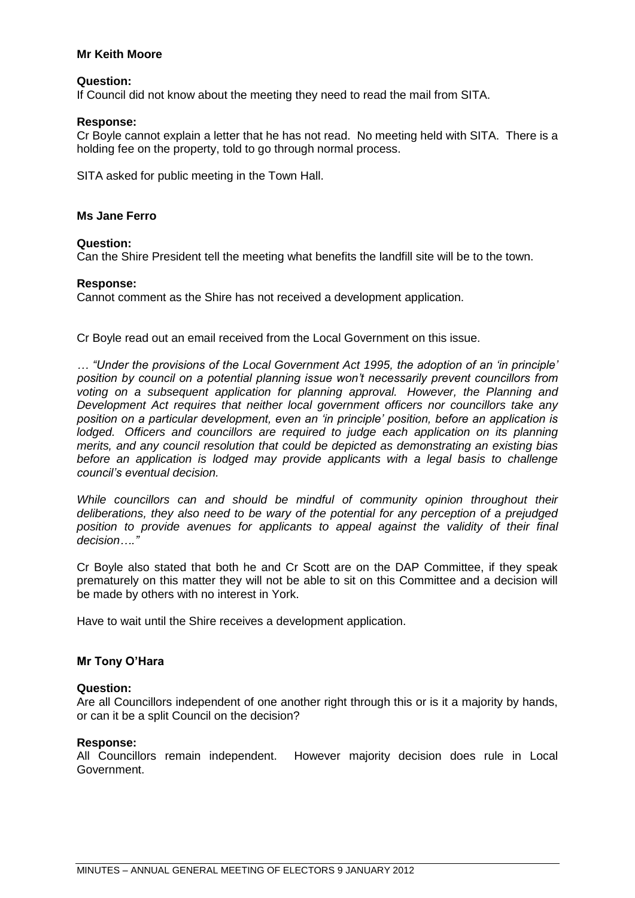**Mr Keith Moore**

**Question:**
If Council did not know about the meeting they need to read the mail from SITA.

**Response:**
Cr Boyle cannot explain a letter that he has not read. No meeting held with SITA. There is a holding fee on the property, told to go through normal process.

SITA asked for public meeting in the Town Hall.

**Ms Jane Ferro**

**Question:**
Can the Shire President tell the meeting what benefits the landfill site will be to the town.

**Response:**
Cannot comment as the Shire has not received a development application.

Cr Boyle read out an email received from the Local Government on this issue.

*… "Under the provisions of the Local Government Act 1995, the adoption of an 'in principle' position by council on a potential planning issue won't necessarily prevent councillors from voting on a subsequent application for planning approval. However, the Planning and Development Act requires that neither local government officers nor councillors take any position on a particular development, even an 'in principle' position, before an application is lodged. Officers and councillors are required to judge each application on its planning merits, and any council resolution that could be depicted as demonstrating an existing bias before an application is lodged may provide applicants with a legal basis to challenge council's eventual decision.*

*While councillors can and should be mindful of community opinion throughout their deliberations, they also need to be wary of the potential for any perception of a prejudged position to provide avenues for applicants to appeal against the validity of their final decision…."*

Cr Boyle also stated that both he and Cr Scott are on the DAP Committee, if they speak prematurely on this matter they will not be able to sit on this Committee and a decision will be made by others with no interest in York.

Have to wait until the Shire receives a development application.

**Mr Tony O'Hara**

**Question:**
Are all Councillors independent of one another right through this or is it a majority by hands, or can it be a split Council on the decision?

**Response:**
All Councillors remain independent. However majority decision does rule in Local Government.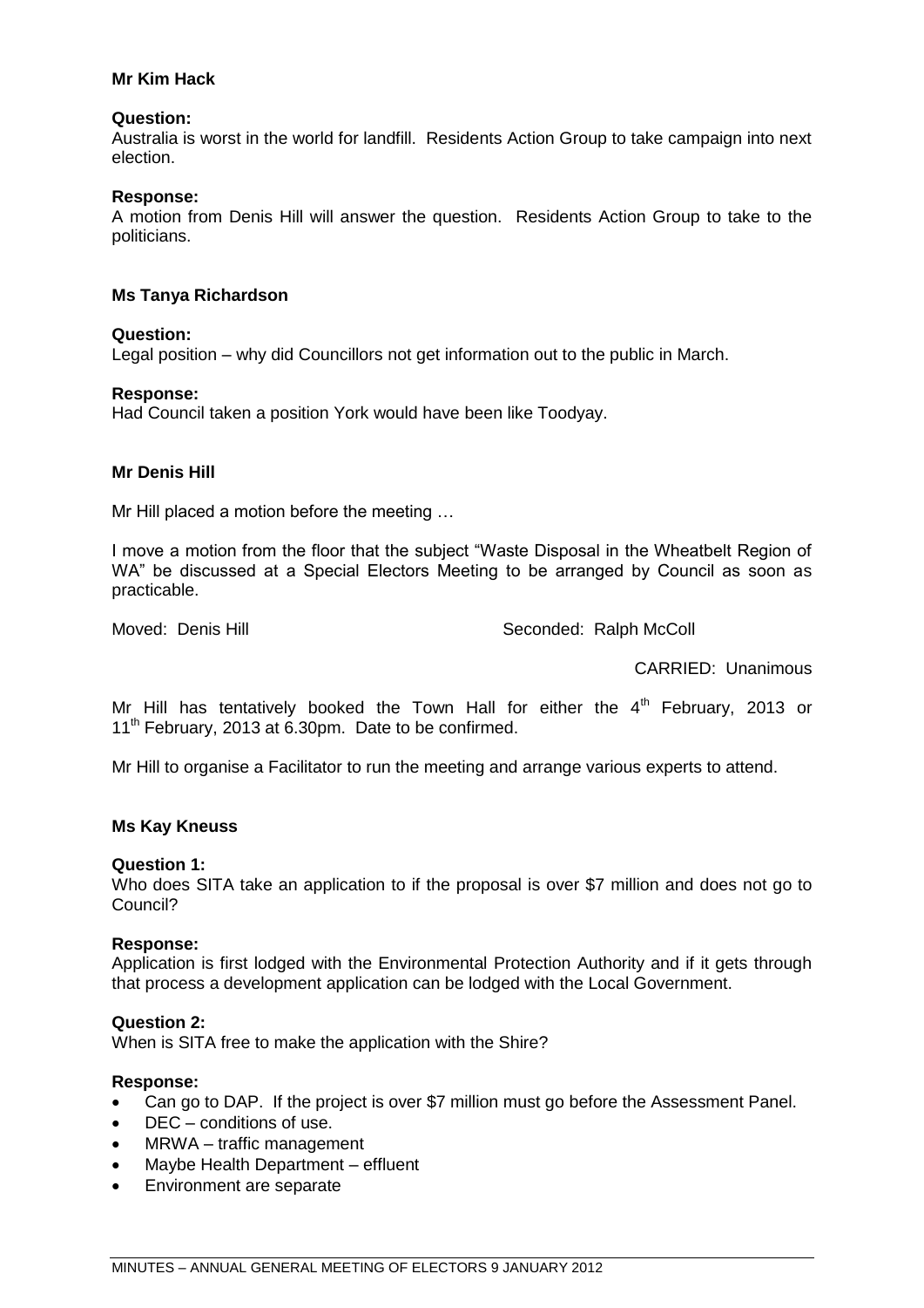**Mr Kim Hack**

**Question:**
Australia is worst in the world for landfill. Residents Action Group to take campaign into next election.

**Response:**
A motion from Denis Hill will answer the question. Residents Action Group to take to the politicians.

**Ms Tanya Richardson**

**Question:**
Legal position – why did Councillors not get information out to the public in March.

**Response:**
Had Council taken a position York would have been like Toodyay.

**Mr Denis Hill**

Mr Hill placed a motion before the meeting …

I move a motion from the floor that the subject "Waste Disposal in the Wheatbelt Region of WA" be discussed at a Special Electors Meeting to be arranged by Council as soon as practicable.

Moved: Denis Hill Seconded: Ralph McColl

CARRIED: Unanimous

Mr Hill has tentatively booked the Town Hall for either the 4th February, 2013 or 11th February, 2013 at 6.30pm. Date to be confirmed.

Mr Hill to organise a Facilitator to run the meeting and arrange various experts to attend.

**Ms Kay Kneuss**

**Question 1:**
Who does SITA take an application to if the proposal is over $7 million and does not go to Council?

**Response:**
Application is first lodged with the Environmental Protection Authority and if it gets through that process a development application can be lodged with the Local Government.

**Question 2:**
When is SITA free to make the application with the Shire?

**Response:**
- Can go to DAP. If the project is over $7 million must go before the Assessment Panel.
- DEC – conditions of use.
- MRWA – traffic management
- Maybe Health Department – effluent
- Environment are separate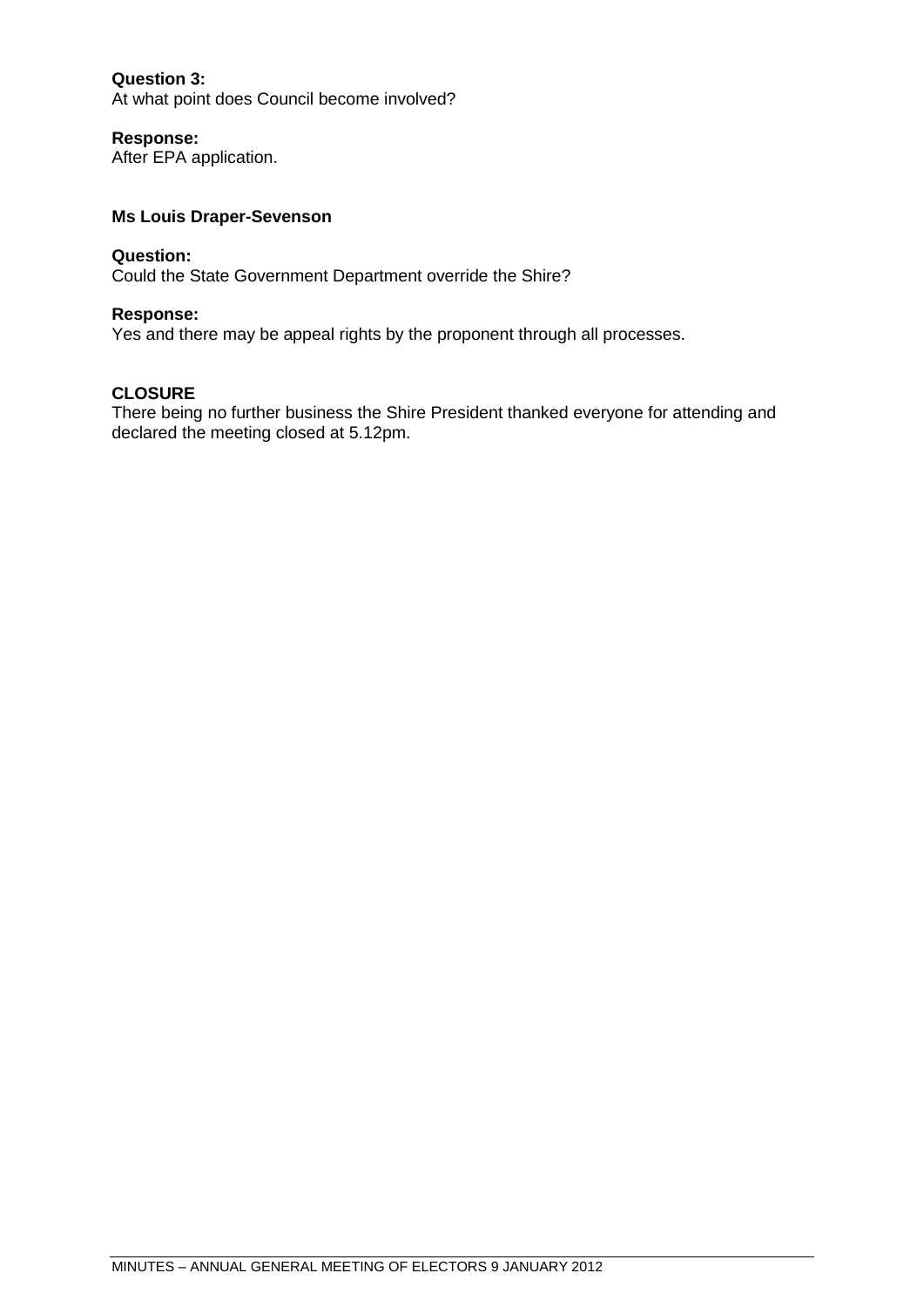**Question 3:**
At what point does Council become involved?

**Response:**
After EPA application.

**Ms Louis Draper-Sevenson**

**Question:**
Could the State Government Department override the Shire?

**Response:**
Yes and there may be appeal rights by the proponent through all processes.

**CLOSURE**
There being no further business the Shire President thanked everyone for attending and declared the meeting closed at 5.12pm.